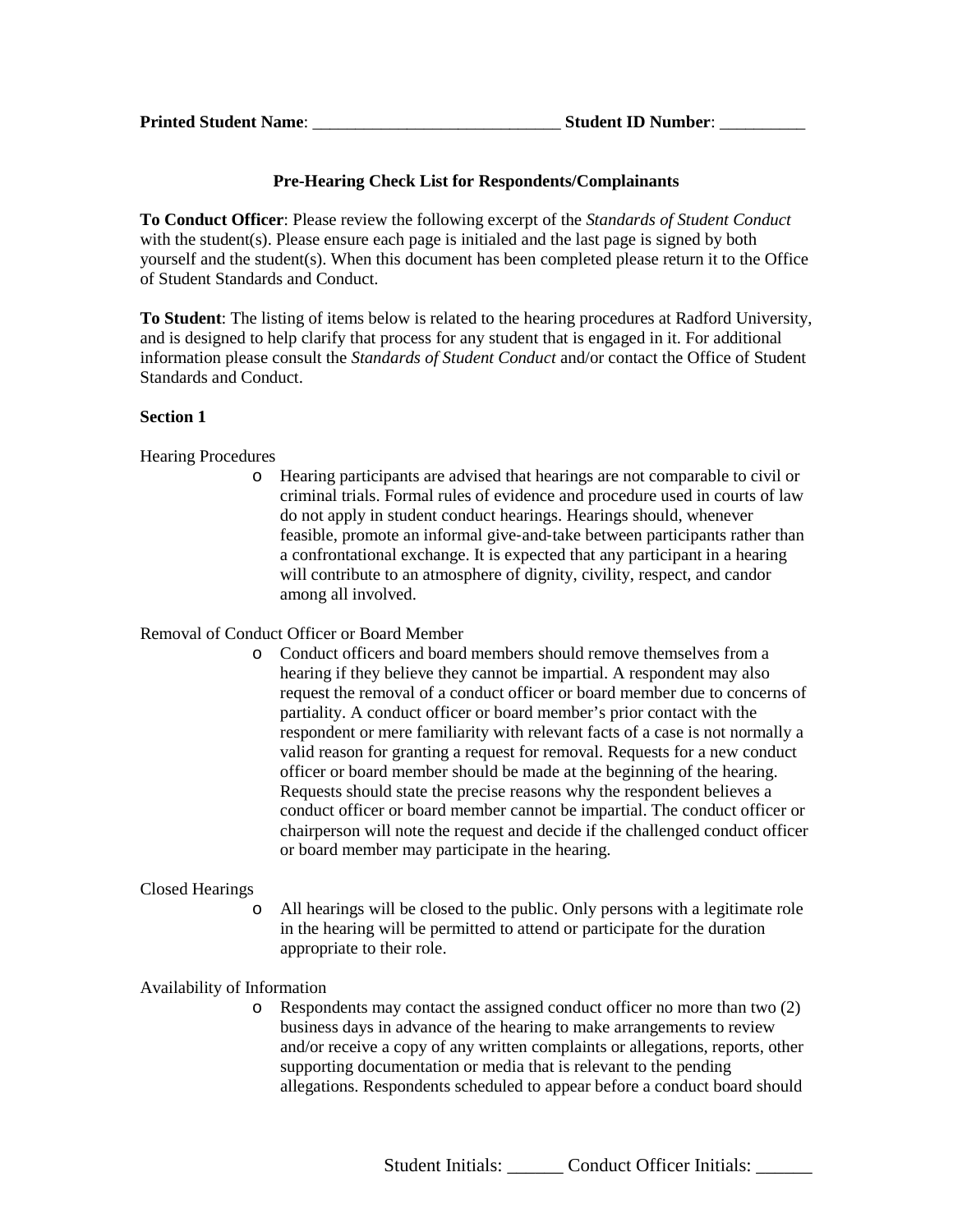**Printed Student Name**: _____________________________ **Student ID Number**: __________

**Pre-Hearing Check List for Respondents/Complainants**

**To Conduct Officer**: Please review the following excerpt of the *Standards of Student Conduct* with the student(s). Please ensure each page is initialed and the last page is signed by both yourself and the student(s). When this document has been completed please return it to the Office of Student Standards and Conduct.

**To Student**: The listing of items below is related to the hearing procedures at Radford University, and is designed to help clarify that process for any student that is engaged in it. For additional information please consult the *Standards of Student Conduct* and/or contact the Office of Student Standards and Conduct.

**Section 1**

Hearing Procedures

- Hearing participants are advised that hearings are not comparable to civil or criminal trials. Formal rules of evidence and procedure used in courts of law do not apply in student conduct hearings. Hearings should, whenever feasible, promote an informal give-and-take between participants rather than a confrontational exchange. It is expected that any participant in a hearing will contribute to an atmosphere of dignity, civility, respect, and candor among all involved.

Removal of Conduct Officer or Board Member

- Conduct officers and board members should remove themselves from a hearing if they believe they cannot be impartial. A respondent may also request the removal of a conduct officer or board member due to concerns of partiality. A conduct officer or board member's prior contact with the respondent or mere familiarity with relevant facts of a case is not normally a valid reason for granting a request for removal. Requests for a new conduct officer or board member should be made at the beginning of the hearing. Requests should state the precise reasons why the respondent believes a conduct officer or board member cannot be impartial. The conduct officer or chairperson will note the request and decide if the challenged conduct officer or board member may participate in the hearing.

Closed Hearings

- All hearings will be closed to the public. Only persons with a legitimate role in the hearing will be permitted to attend or participate for the duration appropriate to their role.

Availability of Information

- Respondents may contact the assigned conduct officer no more than two (2) business days in advance of the hearing to make arrangements to review and/or receive a copy of any written complaints or allegations, reports, other supporting documentation or media that is relevant to the pending allegations. Respondents scheduled to appear before a conduct board should

Student Initials: ______ Conduct Officer Initials: ______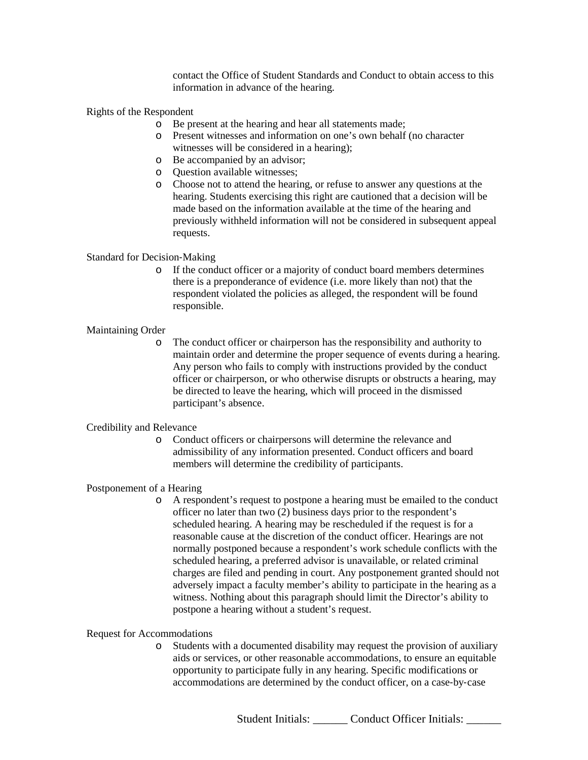contact the Office of Student Standards and Conduct to obtain access to this information in advance of the hearing.

Rights of the Respondent

- Be present at the hearing and hear all statements made;
- Present witnesses and information on one's own behalf (no character witnesses will be considered in a hearing);
- Be accompanied by an advisor;
- Question available witnesses;
- Choose not to attend the hearing, or refuse to answer any questions at the hearing. Students exercising this right are cautioned that a decision will be made based on the information available at the time of the hearing and previously withheld information will not be considered in subsequent appeal requests.

Standard for Decision-Making

- If the conduct officer or a majority of conduct board members determines there is a preponderance of evidence (i.e. more likely than not) that the respondent violated the policies as alleged, the respondent will be found responsible.

Maintaining Order

- The conduct officer or chairperson has the responsibility and authority to maintain order and determine the proper sequence of events during a hearing. Any person who fails to comply with instructions provided by the conduct officer or chairperson, or who otherwise disrupts or obstructs a hearing, may be directed to leave the hearing, which will proceed in the dismissed participant's absence.

Credibility and Relevance

- Conduct officers or chairpersons will determine the relevance and admissibility of any information presented. Conduct officers and board members will determine the credibility of participants.

Postponement of a Hearing

- A respondent's request to postpone a hearing must be emailed to the conduct officer no later than two (2) business days prior to the respondent's scheduled hearing. A hearing may be rescheduled if the request is for a reasonable cause at the discretion of the conduct officer. Hearings are not normally postponed because a respondent's work schedule conflicts with the scheduled hearing, a preferred advisor is unavailable, or related criminal charges are filed and pending in court. Any postponement granted should not adversely impact a faculty member's ability to participate in the hearing as a witness. Nothing about this paragraph should limit the Director's ability to postpone a hearing without a student's request.

Request for Accommodations

- Students with a documented disability may request the provision of auxiliary aids or services, or other reasonable accommodations, to ensure an equitable opportunity to participate fully in any hearing. Specific modifications or accommodations are determined by the conduct officer, on a case-by-case

Student Initials: ______ Conduct Officer Initials: ______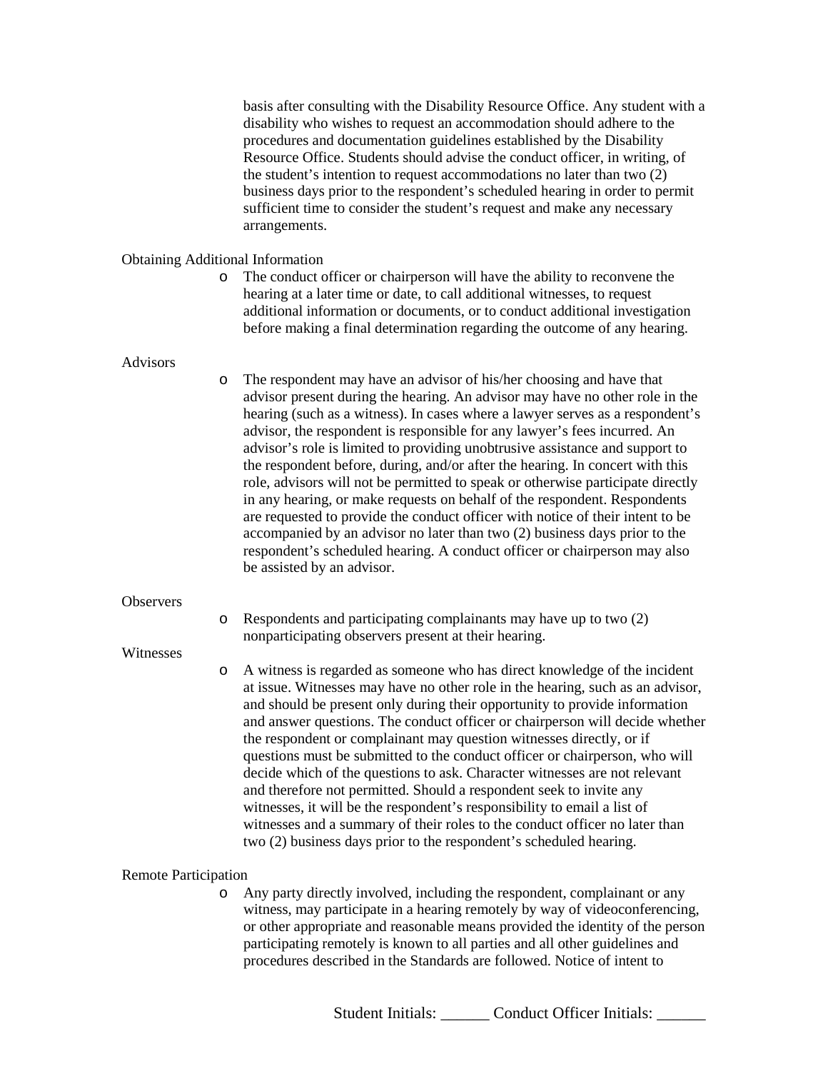basis after consulting with the Disability Resource Office. Any student with a disability who wishes to request an accommodation should adhere to the procedures and documentation guidelines established by the Disability Resource Office. Students should advise the conduct officer, in writing, of the student's intention to request accommodations no later than two (2) business days prior to the respondent's scheduled hearing in order to permit sufficient time to consider the student's request and make any necessary arrangements.

Obtaining Additional Information

- The conduct officer or chairperson will have the ability to reconvene the hearing at a later time or date, to call additional witnesses, to request additional information or documents, or to conduct additional investigation before making a final determination regarding the outcome of any hearing.

Advisors

- The respondent may have an advisor of his/her choosing and have that advisor present during the hearing. An advisor may have no other role in the hearing (such as a witness). In cases where a lawyer serves as a respondent's advisor, the respondent is responsible for any lawyer's fees incurred. An advisor's role is limited to providing unobtrusive assistance and support to the respondent before, during, and/or after the hearing. In concert with this role, advisors will not be permitted to speak or otherwise participate directly in any hearing, or make requests on behalf of the respondent. Respondents are requested to provide the conduct officer with notice of their intent to be accompanied by an advisor no later than two (2) business days prior to the respondent's scheduled hearing. A conduct officer or chairperson may also be assisted by an advisor.

Observers

- Respondents and participating complainants may have up to two (2) nonparticipating observers present at their hearing.

Witnesses

- A witness is regarded as someone who has direct knowledge of the incident at issue. Witnesses may have no other role in the hearing, such as an advisor, and should be present only during their opportunity to provide information and answer questions. The conduct officer or chairperson will decide whether the respondent or complainant may question witnesses directly, or if questions must be submitted to the conduct officer or chairperson, who will decide which of the questions to ask. Character witnesses are not relevant and therefore not permitted. Should a respondent seek to invite any witnesses, it will be the respondent's responsibility to email a list of witnesses and a summary of their roles to the conduct officer no later than two (2) business days prior to the respondent's scheduled hearing.

Remote Participation

- Any party directly involved, including the respondent, complainant or any witness, may participate in a hearing remotely by way of videoconferencing, or other appropriate and reasonable means provided the identity of the person participating remotely is known to all parties and all other guidelines and procedures described in the Standards are followed. Notice of intent to

Student Initials: ______ Conduct Officer Initials: ______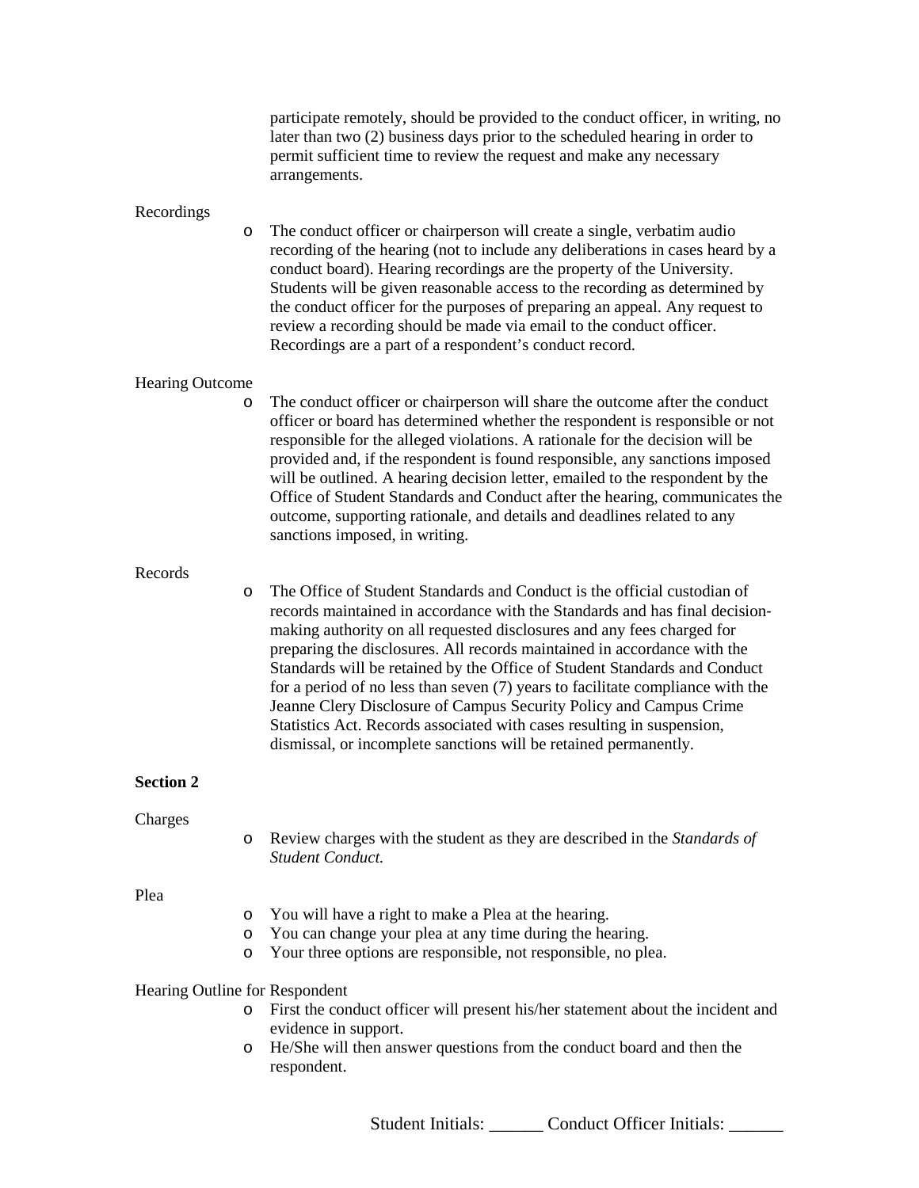participate remotely, should be provided to the conduct officer, in writing, no later than two (2) business days prior to the scheduled hearing in order to permit sufficient time to review the request and make any necessary arrangements.

Recordings

- The conduct officer or chairperson will create a single, verbatim audio recording of the hearing (not to include any deliberations in cases heard by a conduct board). Hearing recordings are the property of the University. Students will be given reasonable access to the recording as determined by the conduct officer for the purposes of preparing an appeal. Any request to review a recording should be made via email to the conduct officer. Recordings are a part of a respondent's conduct record.

Hearing Outcome

- The conduct officer or chairperson will share the outcome after the conduct officer or board has determined whether the respondent is responsible or not responsible for the alleged violations. A rationale for the decision will be provided and, if the respondent is found responsible, any sanctions imposed will be outlined. A hearing decision letter, emailed to the respondent by the Office of Student Standards and Conduct after the hearing, communicates the outcome, supporting rationale, and details and deadlines related to any sanctions imposed, in writing.

Records

- The Office of Student Standards and Conduct is the official custodian of records maintained in accordance with the Standards and has final decision-making authority on all requested disclosures and any fees charged for preparing the disclosures. All records maintained in accordance with the Standards will be retained by the Office of Student Standards and Conduct for a period of no less than seven (7) years to facilitate compliance with the Jeanne Clery Disclosure of Campus Security Policy and Campus Crime Statistics Act. Records associated with cases resulting in suspension, dismissal, or incomplete sanctions will be retained permanently.

**Section 2**

Charges

- Review charges with the student as they are described in the *Standards of Student Conduct.*

Plea

- You will have a right to make a Plea at the hearing.
- You can change your plea at any time during the hearing.
- Your three options are responsible, not responsible, no plea.

Hearing Outline for Respondent

- First the conduct officer will present his/her statement about the incident and evidence in support.
- He/She will then answer questions from the conduct board and then the respondent.

Student Initials: ______ Conduct Officer Initials: ______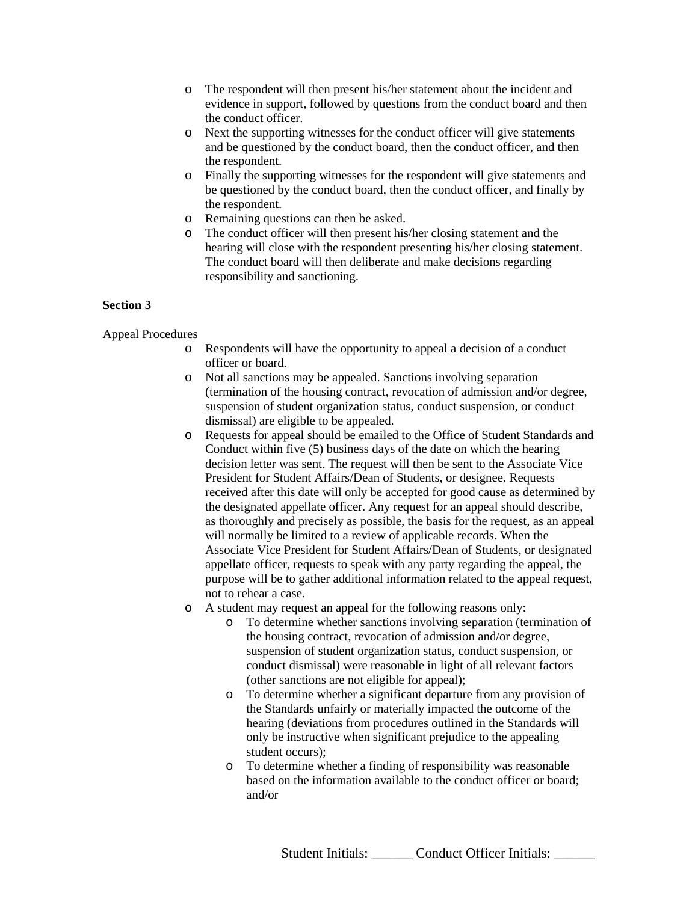- The respondent will then present his/her statement about the incident and evidence in support, followed by questions from the conduct board and then the conduct officer.
- Next the supporting witnesses for the conduct officer will give statements and be questioned by the conduct board, then the conduct officer, and then the respondent.
- Finally the supporting witnesses for the respondent will give statements and be questioned by the conduct board, then the conduct officer, and finally by the respondent.
- Remaining questions can then be asked.
- The conduct officer will then present his/her closing statement and the hearing will close with the respondent presenting his/her closing statement. The conduct board will then deliberate and make decisions regarding responsibility and sanctioning.

**Section 3**

Appeal Procedures

- Respondents will have the opportunity to appeal a decision of a conduct officer or board.
- Not all sanctions may be appealed. Sanctions involving separation (termination of the housing contract, revocation of admission and/or degree, suspension of student organization status, conduct suspension, or conduct dismissal) are eligible to be appealed.
- Requests for appeal should be emailed to the Office of Student Standards and Conduct within five (5) business days of the date on which the hearing decision letter was sent. The request will then be sent to the Associate Vice President for Student Affairs/Dean of Students, or designee. Requests received after this date will only be accepted for good cause as determined by the designated appellate officer. Any request for an appeal should describe, as thoroughly and precisely as possible, the basis for the request, as an appeal will normally be limited to a review of applicable records. When the Associate Vice President for Student Affairs/Dean of Students, or designated appellate officer, requests to speak with any party regarding the appeal, the purpose will be to gather additional information related to the appeal request, not to rehear a case.
- A student may request an appeal for the following reasons only:
  - To determine whether sanctions involving separation (termination of the housing contract, revocation of admission and/or degree, suspension of student organization status, conduct suspension, or conduct dismissal) were reasonable in light of all relevant factors (other sanctions are not eligible for appeal);
  - To determine whether a significant departure from any provision of the Standards unfairly or materially impacted the outcome of the hearing (deviations from procedures outlined in the Standards will only be instructive when significant prejudice to the appealing student occurs);
  - To determine whether a finding of responsibility was reasonable based on the information available to the conduct officer or board; and/or

Student Initials: ______ Conduct Officer Initials: ______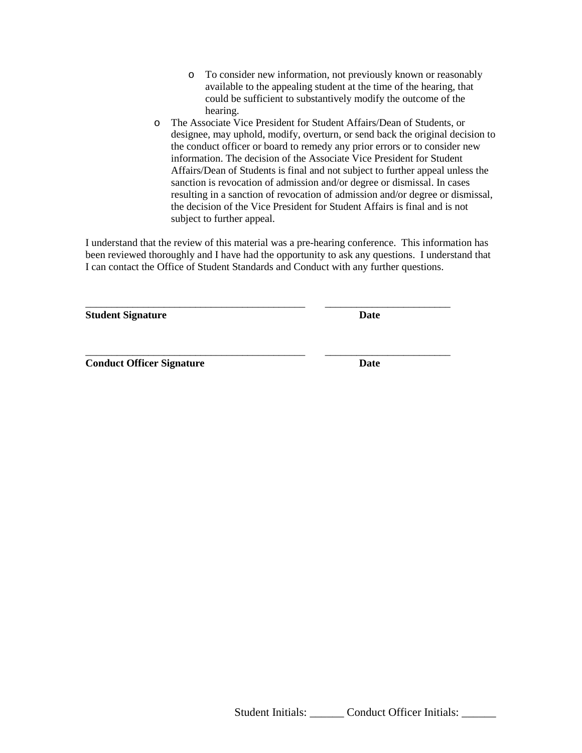- To consider new information, not previously known or reasonably available to the appealing student at the time of the hearing, that could be sufficient to substantively modify the outcome of the hearing.
  - The Associate Vice President for Student Affairs/Dean of Students, or designee, may uphold, modify, overturn, or send back the original decision to the conduct officer or board to remedy any prior errors or to consider new information. The decision of the Associate Vice President for Student Affairs/Dean of Students is final and not subject to further appeal unless the sanction is revocation of admission and/or degree or dismissal. In cases resulting in a sanction of revocation of admission and/or degree or dismissal, the decision of the Vice President for Student Affairs is final and is not subject to further appeal.

I understand that the review of this material was a pre-hearing conference. This information has been reviewed thoroughly and I have had the opportunity to ask any questions. I understand that I can contact the Office of Student Standards and Conduct with any further questions.

\_\_\_\_\_\_\_\_\_\_\_\_\_\_\_\_\_\_\_\_\_\_\_\_\_\_\_\_\_\_\_\_\_\_\_\_\_\_\_\_\_\_ \_\_\_\_\_\_\_\_\_\_\_\_\_\_\_\_\_\_\_\_\_\_\_\_

**Student Signature** **Date**

\_\_\_\_\_\_\_\_\_\_\_\_\_\_\_\_\_\_\_\_\_\_\_\_\_\_\_\_\_\_\_\_\_\_\_\_\_\_\_\_\_\_ \_\_\_\_\_\_\_\_\_\_\_\_\_\_\_\_\_\_\_\_\_\_\_\_

**Conduct Officer Signature** **Date**

Student Initials: \_\_\_\_\_\_ Conduct Officer Initials: \_\_\_\_\_\_